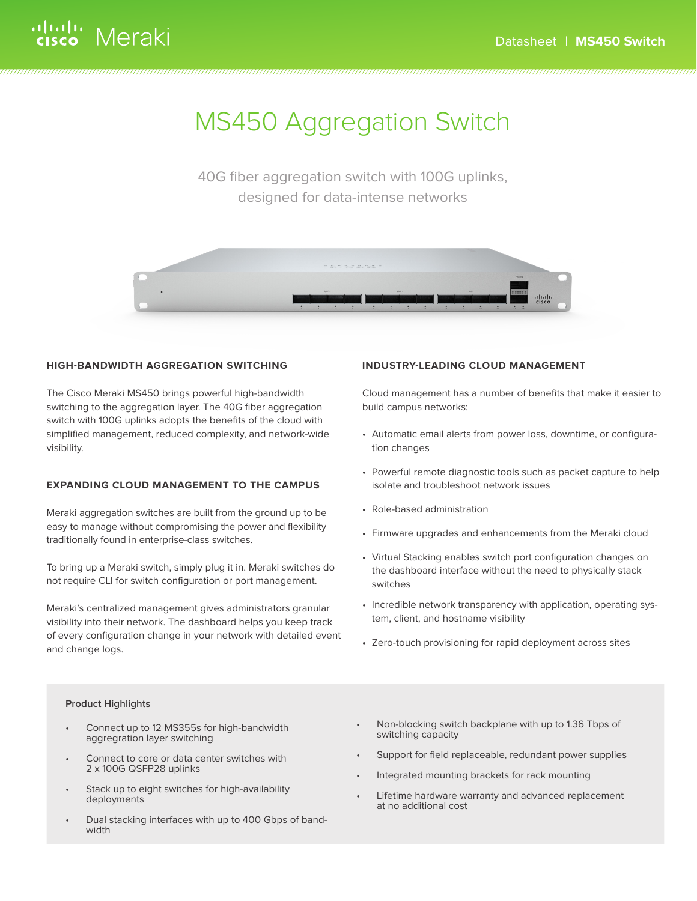# MS450 Aggregation Switch

40G fiber aggregation switch with 100G uplinks, designed for data-intense networks

### HIGH-BANDWIDTH AGGREGATION SWITCHING

The Cisco Meraki MS450 brings powerful high-bandwidth switching to the aggregation layer. The 40G fiber aggregation switch with 100G uplinks adopts the benefits of the cloud with simplified management, reduced complexity, and network-wide visibility.

### EXPANDING CLOUD MANAGEMENT TO THE CAMPUS

Meraki aggregation switches are built from the ground up to be easy to manage without compromising the power and flexibility traditionally found in enterprise-class switches.

To bring up a Meraki switch, simply plug it in. Meraki switches do not require CLI for switch configuration or port management.

Meraki's centralized management gives administrators granular visibility into their network. The dashboard helps you keep track of every configuration change in your network with detailed event and change logs.

### INDUSTRY-LEADING CLOUD MANAGEMENT

Cloud management has a number of benefits that make it easier to build campus networks:

- Automatic email alerts from power loss, downtime, or configuration changes
- Powerful remote diagnostic tools such as packet capture to help isolate and troubleshoot network issues
- Role-based administration
- Firmware upgrades and enhancements from the Meraki cloud
- Virtual Stacking enables switch port configuration changes on the dashboard interface without the need to physically stack switches
- Incredible network transparency with application, operating system, client, and hostname visibility
- Zero-touch provisioning for rapid deployment across sites

**Product Highlights**

- Connect up to 12 MS355s for high-bandwidth aggregation layer switching
- Connect to core or data center switches with 2 x 100G QSFP28 uplinks
- Stack up to eight switches for high-availability deployments
- Dual stacking interfaces with up to 400 Gbps of bandwidth
- Non-blocking switch backplane with up to 1.36 Tbps of switching capacity
- Support for field replaceable, redundant power supplies
- Integrated mounting brackets for rack mounting
- Lifetime hardware warranty and advanced replacement at no additional cost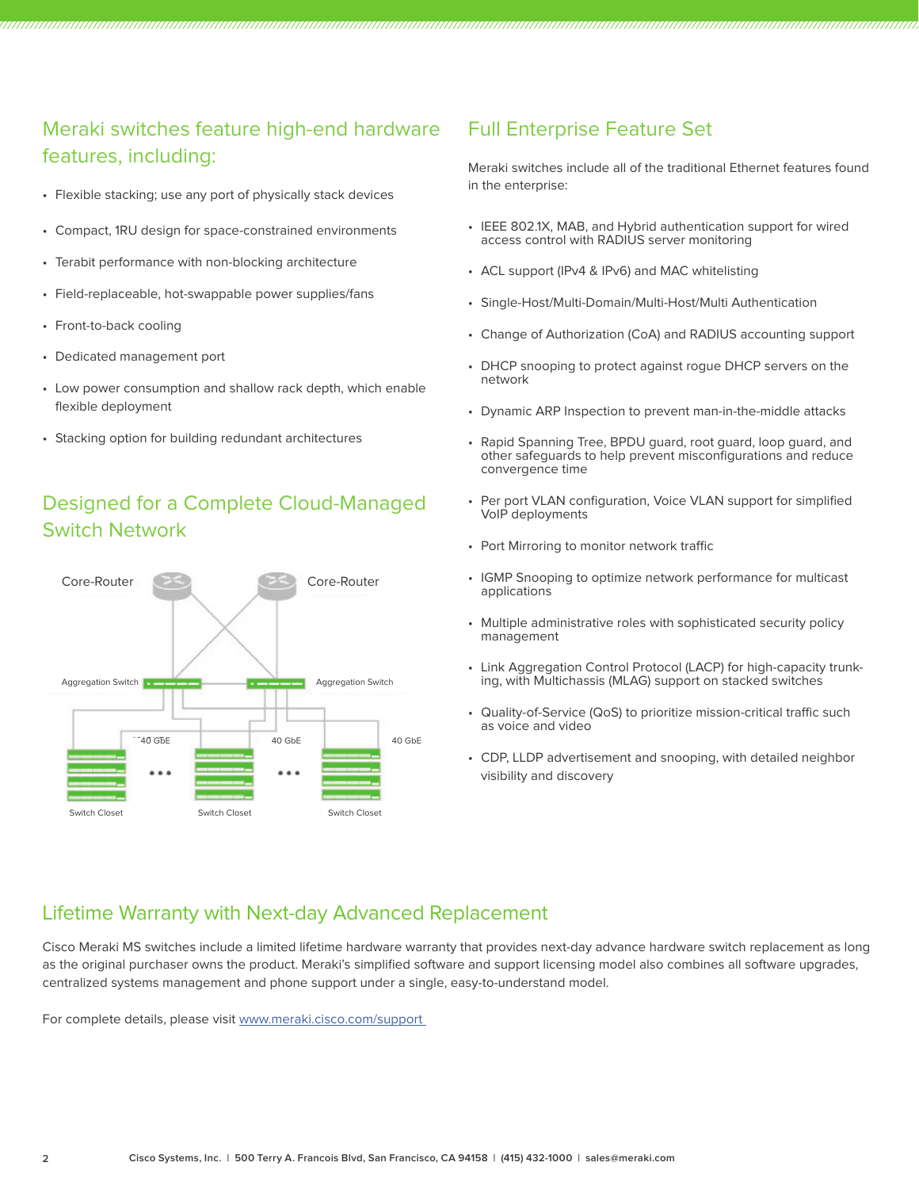## Meraki switches feature high-end hardware features, including:

- Flexible stacking; use any port of physically stack devices
- Compact, 1RU design for space-constrained environments
- Terabit performance with non-blocking architecture
- Field-replaceable, hot-swappable power supplies/fans
- Front-to-back cooling
- Dedicated management port
- Low power consumption and shallow rack depth, which enable flexible deployment
- Stacking option for building redundant architectures

## Designed for a Complete Cloud-Managed Switch Network

Core-Router Core-Router

Aggregation Switch Aggregation Switch

40 GbE 40 GbE 40 GbE

Switch Closet Switch Closet Switch Closet

## Full Enterprise Feature Set

Meraki switches include all of the traditional Ethernet features found in the enterprise:

- IEEE 802.1X, MAB, and Hybrid authentication support for wired access control with RADIUS server monitoring
- ACL support (IPv4 & IPv6) and MAC whitelisting
- Single-Host/Multi-Domain/Multi-Host/Multi Authentication
- Change of Authorization (CoA) and RADIUS accounting support
- DHCP snooping to protect against rogue DHCP servers on the network
- Dynamic ARP Inspection to prevent man-in-the-middle attacks
- Rapid Spanning Tree, BPDU guard, root guard, loop guard, and other safeguards to help prevent misconfigurations and reduce convergence time
- Per port VLAN configuration, Voice VLAN support for simplified VoIP deployments
- Port Mirroring to monitor network traffic
- IGMP Snooping to optimize network performance for multicast applications
- Multiple administrative roles with sophisticated security policy management
- Link Aggregation Control Protocol (LACP) for high-capacity trunking, with Multichassis (MLAG) support on stacked switches
- Quality-of-Service (QoS) to prioritize mission-critical traffic such as voice and video
- CDP, LLDP advertisement and snooping, with detailed neighbor visibility and discovery

## Lifetime Warranty with Next-day Advanced Replacement

Cisco Meraki MS switches include a limited lifetime hardware warranty that provides next-day advance hardware switch replacement as long as the original purchaser owns the product. Meraki's simplified software and support licensing model also combines all software upgrades, centralized systems management and phone support under a single, easy-to-understand model.

For complete details, please visit [www.meraki.cisco.com/support](www.meraki.cisco.com/support)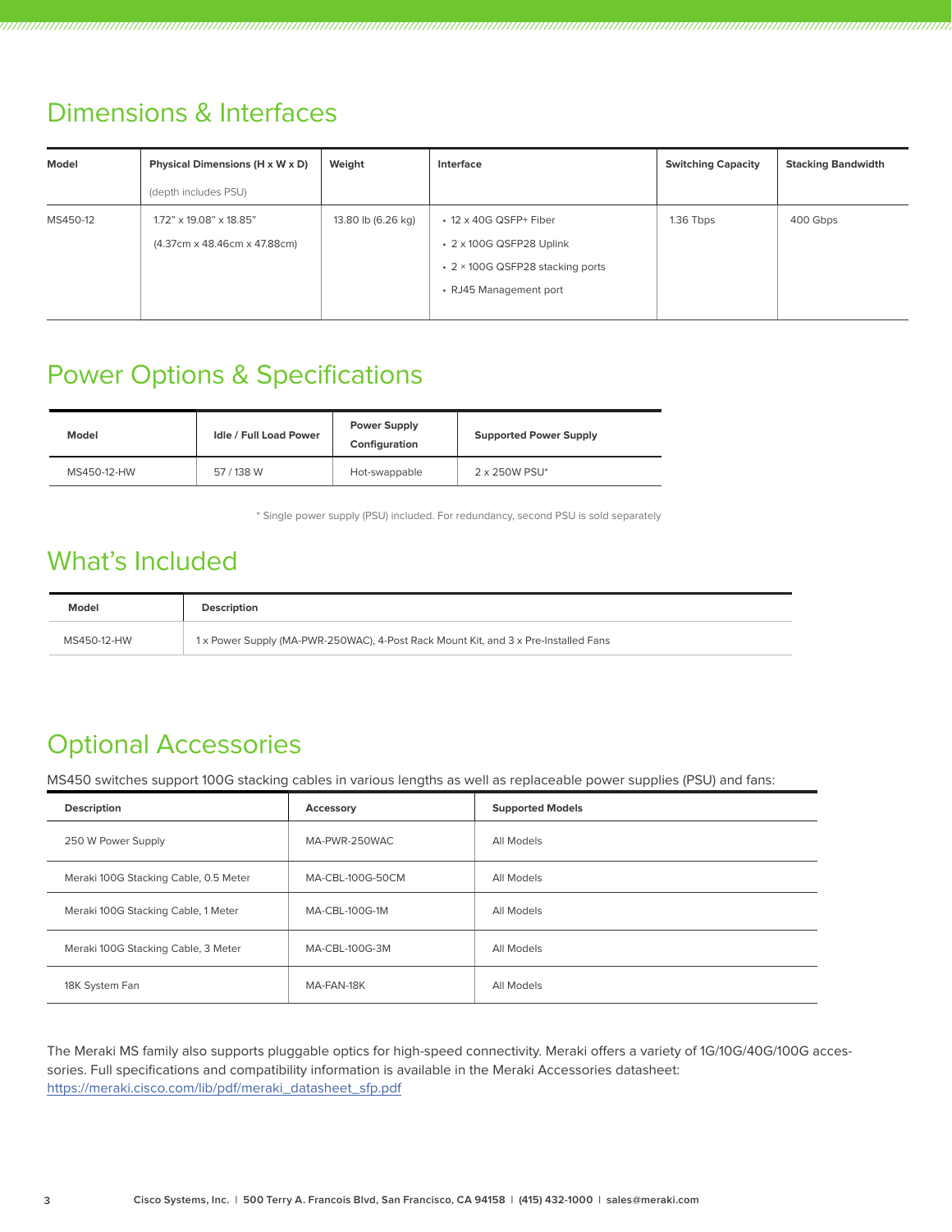## Dimensions & Interfaces

| Model | Physical Dimensions (H x W x D) (depth includes PSU) | Weight | Interface | Switching Capacity | Stacking Bandwidth |
|---|---|---|---|---|---|
| MS450-12 | 1.72" x 19.08" x 18.85" (4.37cm x 48.46cm x 47.88cm) | 13.80 lb (6.26 kg) | • 12 x 40G QSFP+ Fiber<br>• 2 x 100G QSFP28 Uplink<br>• 2 × 100G QSFP28 stacking ports<br>• RJ45 Management port | 1.36 Tbps | 400 Gbps |

## Power Options & Specifications

| Model | Idle / Full Load Power | Power Supply Configuration | Supported Power Supply |
|---|---|---|---|
| MS450-12-HW | 57 / 138 W | Hot-swappable | 2 x 250W PSU* |

* Single power supply (PSU) included. For redundancy, second PSU is sold separately

## What's Included

| Model | Description |
|---|---|
| MS450-12-HW | 1 x Power Supply (MA-PWR-250WAC), 4-Post Rack Mount Kit, and 3 x Pre-Installed Fans |

## Optional Accessories

MS450 switches support 100G stacking cables in various lengths as well as replaceable power supplies (PSU) and fans:

| Description | Accessory | Supported Models |
|---|---|---|
| 250 W Power Supply | MA-PWR-250WAC | All Models |
| Meraki 100G Stacking Cable, 0.5 Meter | MA-CBL-100G-50CM | All Models |
| Meraki 100G Stacking Cable, 1 Meter | MA-CBL-100G-1M | All Models |
| Meraki 100G Stacking Cable, 3 Meter | MA-CBL-100G-3M | All Models |
| 18K System Fan | MA-FAN-18K | All Models |

The Meraki MS family also supports pluggable optics for high-speed connectivity. Meraki offers a variety of 1G/10G/40G/100G accessories. Full specifications and compatibility information is available in the Meraki Accessories datasheet: https://meraki.cisco.com/lib/pdf/meraki_datasheet_sfp.pdf

Cisco Systems, Inc. | 500 Terry A. Francois Blvd, San Francisco, CA 94158 | (415) 432-1000 | sales@meraki.com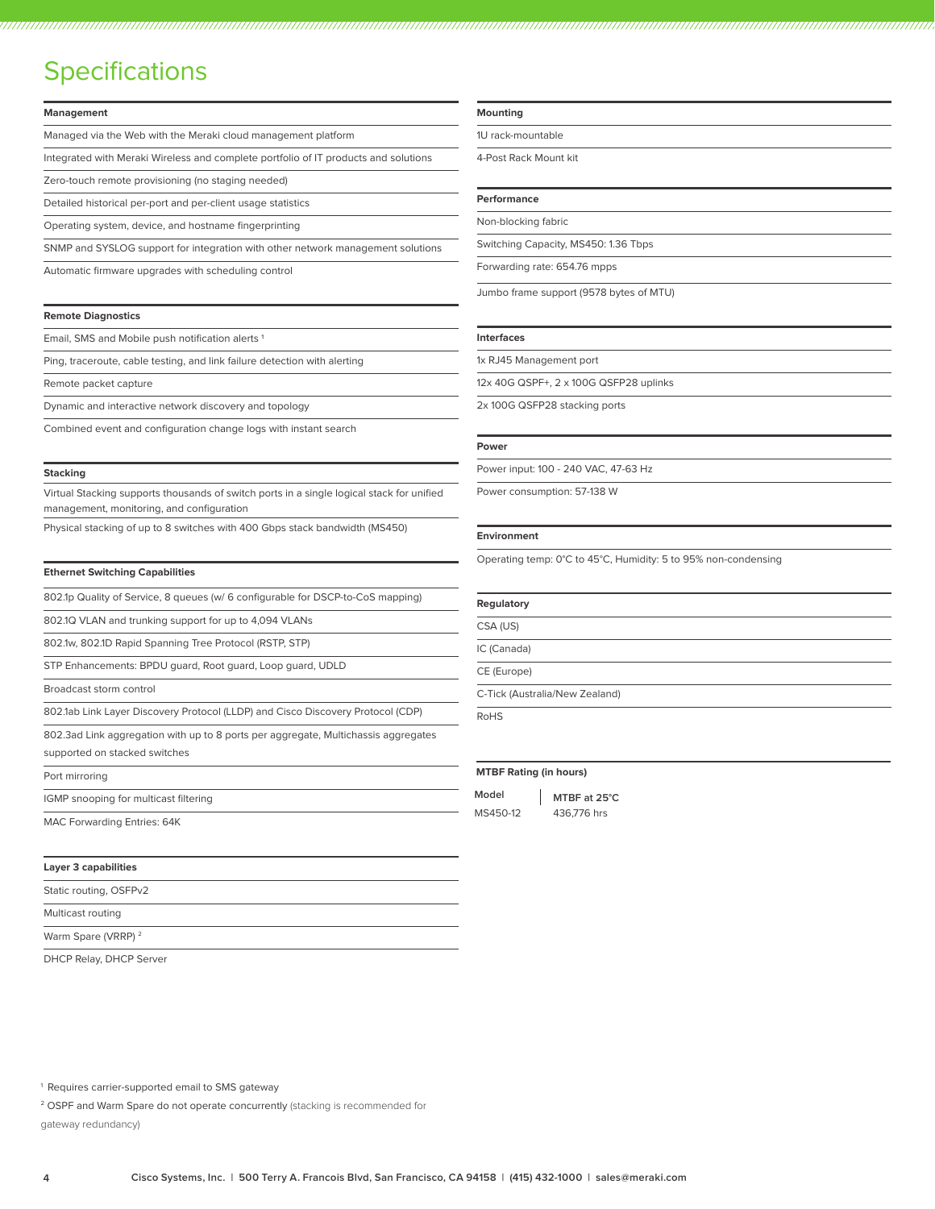# Specifications

### Management

- Managed via the Web with the Meraki cloud management platform
- Integrated with Meraki Wireless and complete portfolio of IT products and solutions
- Zero-touch remote provisioning (no staging needed)
- Detailed historical per-port and per-client usage statistics
- Operating system, device, and hostname fingerprinting
- SNMP and SYSLOG support for integration with other network management solutions
- Automatic firmware upgrades with scheduling control

### Remote Diagnostics

- Email, SMS and Mobile push notification alerts [1]
- Ping, traceroute, cable testing, and link failure detection with alerting
- Remote packet capture
- Dynamic and interactive network discovery and topology
- Combined event and configuration change logs with instant search

### Stacking

- Virtual Stacking supports thousands of switch ports in a single logical stack for unified management, monitoring, and configuration
- Physical stacking of up to 8 switches with 400 Gbps stack bandwidth (MS450)

### Ethernet Switching Capabilities

- 802.1p Quality of Service, 8 queues (w/ 6 configurable for DSCP-to-CoS mapping)
- 802.1Q VLAN and trunking support for up to 4,094 VLANs
- 802.1w, 802.1D Rapid Spanning Tree Protocol (RSTP, STP)
- STP Enhancements: BPDU guard, Root guard, Loop guard, UDLD
- Broadcast storm control
- 802.1ab Link Layer Discovery Protocol (LLDP) and Cisco Discovery Protocol (CDP)
- 802.3ad Link aggregation with up to 8 ports per aggregate, Multichassis aggregates supported on stacked switches
- Port mirroring
- IGMP snooping for multicast filtering
- MAC Forwarding Entries: 64K

### Layer 3 capabilities

- Static routing, OSFPv2
- Multicast routing
- Warm Spare (VRRP) [2]
- DHCP Relay, DHCP Server

### Mounting

- 1U rack-mountable
- 4-Post Rack Mount kit

### Performance

- Non-blocking fabric
- Switching Capacity, MS450: 1.36 Tbps
- Forwarding rate: 654.76 mpps
- Jumbo frame support (9578 bytes of MTU)

### Interfaces

- 1x RJ45 Management port
- 12x 40G QSPF+, 2 x 100G QSFP28 uplinks
- 2x 100G QSFP28 stacking ports

### Power

- Power input: 100 - 240 VAC, 47-63 Hz
- Power consumption: 57-138 W

### Environment

- Operating temp: 0°C to 45°C, Humidity: 5 to 95% non-condensing

### Regulatory

- CSA (US)
- IC (Canada)
- CE (Europe)
- C-Tick (Australia/New Zealand)
- RoHS

### MTBF Rating (in hours)

| Model | MTBF at 25°C |
|---|---|
| MS450-12 | 436,776 hrs |

[1] Requires carrier-supported email to SMS gateway

[2] OSPF and Warm Spare do not operate concurrently (stacking is recommended for gateway redundancy)

Cisco Systems, Inc. | 500 Terry A. Francois Blvd, San Francisco, CA 94158 | (415) 432-1000 | sales@meraki.com